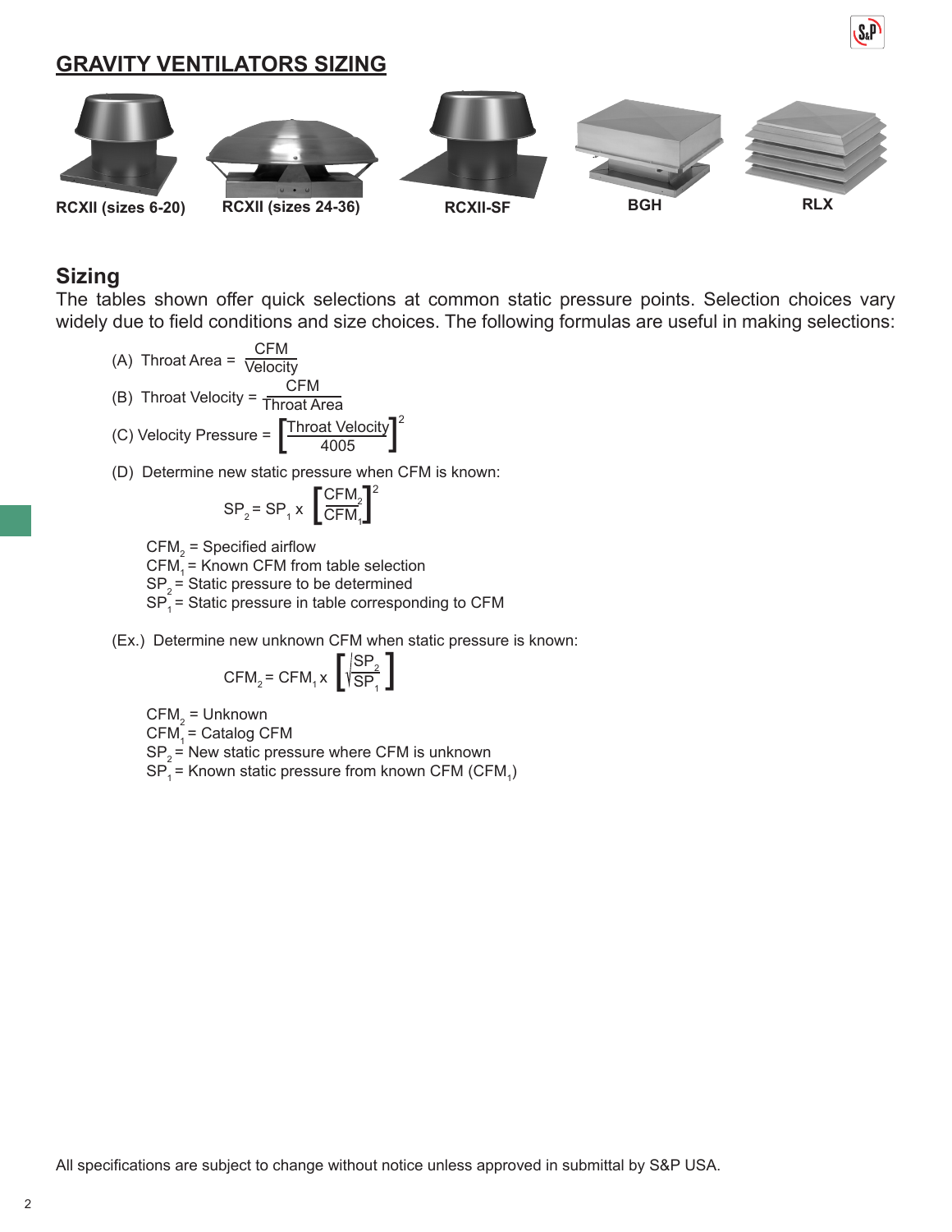## GRAVITY VENTILATORS SIZING

RCXII (sizes 6-20) | RCXII (sizes 24-36) | RCXII-SF | BGH | RLX

### Sizing

The tables shown offer quick selections at common static pressure points. Selection choices vary widely due to field conditions and size choices. The following formulas are useful in making selections:

(A) Throat Area = $\frac{\text{CFM}}{\text{Velocity}}$

(B) Throat Velocity = $\frac{\text{CFM}}{\text{Throat Area}}$

(C) Velocity Pressure = $\left[\frac{\text{Throat Velocity}}{4005}\right]^2$

(D) Determine new static pressure when CFM is known:

$$SP_2 = SP_1 \times \left[\frac{CFM_2}{CFM_1}\right]^2$$

$CFM_2$ = Specified airflow
$CFM_1$ = Known CFM from table selection
$SP_2$ = Static pressure to be determined
$SP_1$ = Static pressure in table corresponding to CFM

(Ex.) Determine new unknown CFM when static pressure is known:

$$CFM_2 = CFM_1 \times \left[\sqrt{\frac{SP_2}{SP_1}}\right]$$

$CFM_2$ = Unknown
$CFM_1$ = Catalog CFM
$SP_2$ = New static pressure where CFM is unknown
$SP_1$ = Known static pressure from known CFM ($CFM_1$)

All specifications are subject to change without notice unless approved in submittal by S&P USA.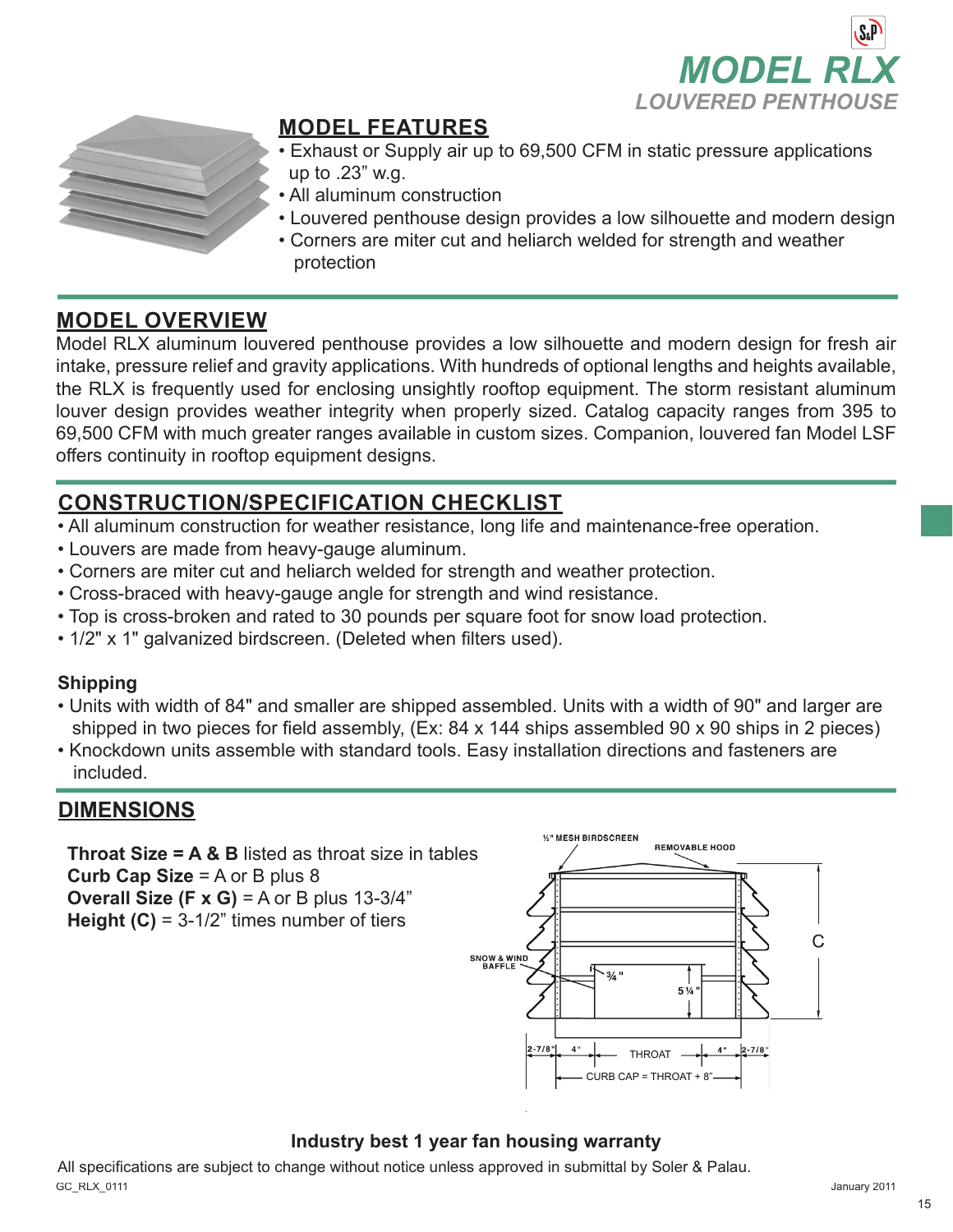# MODEL RLX
## LOUVERED PENTHOUSE

## MODEL FEATURES

- Exhaust or Supply air up to 69,500 CFM in static pressure applications up to .23” w.g.
- All aluminum construction
- Louvered penthouse design provides a low silhouette and modern design
- Corners are miter cut and heliarch welded for strength and weather protection

## MODEL OVERVIEW

Model RLX aluminum louvered penthouse provides a low silhouette and modern design for fresh air intake, pressure relief and gravity applications. With hundreds of optional lengths and heights available, the RLX is frequently used for enclosing unsightly rooftop equipment. The storm resistant aluminum louver design provides weather integrity when properly sized. Catalog capacity ranges from 395 to 69,500 CFM with much greater ranges available in custom sizes. Companion, louvered fan Model LSF offers continuity in rooftop equipment designs.

## CONSTRUCTION/SPECIFICATION CHECKLIST

- All aluminum construction for weather resistance, long life and maintenance-free operation.
- Louvers are made from heavy-gauge aluminum.
- Corners are miter cut and heliarch welded for strength and weather protection.
- Cross-braced with heavy-gauge angle for strength and wind resistance.
- Top is cross-broken and rated to 30 pounds per square foot for snow load protection.
- 1/2" x 1" galvanized birdscreen. (Deleted when filters used).

### Shipping

- Units with width of 84" and smaller are shipped assembled. Units with a width of 90" and larger are shipped in two pieces for field assembly, (Ex: 84 x 144 ships assembled 90 x 90 ships in 2 pieces)
- Knockdown units assemble with standard tools. Easy installation directions and fasteners are included.

## DIMENSIONS

**Throat Size = A & B** listed as throat size in tables
**Curb Cap Size** = A or B plus 8
**Overall Size (F x G)** = A or B plus 13-3/4”
**Height (C)** = 3-1/2” times number of tiers

½" MESH BIRDSCREEN — REMOVABLE HOOD — SNOW & WIND BAFFLE — ¾" — 5 ¼" — C — 2-7/8" — 4" — THROAT — 4" — 2-7/8" — CURB CAP = THROAT + 8"

**Industry best 1 year fan housing warranty**

All specifications are subject to change without notice unless approved in submittal by Soler & Palau.

GC_RLX_0111 January 2011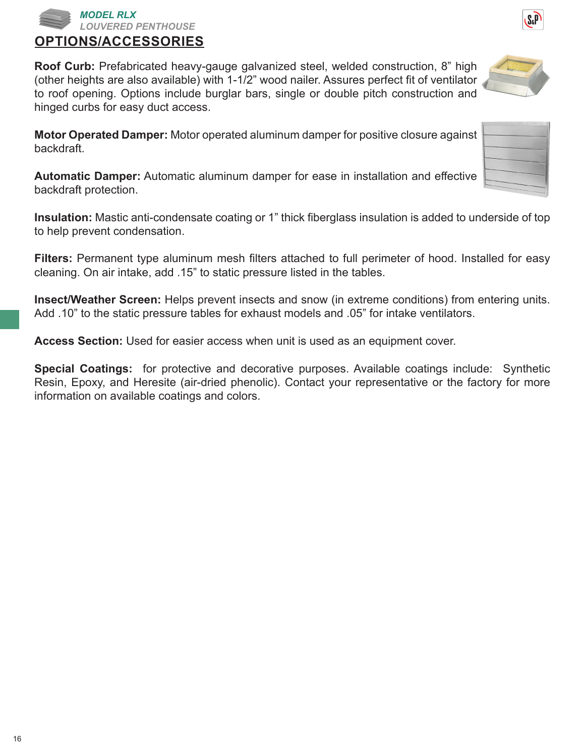## OPTIONS/ACCESSORIES

**Roof Curb:** Prefabricated heavy-gauge galvanized steel, welded construction, 8" high (other heights are also available) with 1-1/2" wood nailer. Assures perfect fit of ventilator to roof opening. Options include burglar bars, single or double pitch construction and hinged curbs for easy duct access.

**Motor Operated Damper:** Motor operated aluminum damper for positive closure against backdraft.

**Automatic Damper:** Automatic aluminum damper for ease in installation and effective backdraft protection.

**Insulation:** Mastic anti-condensate coating or 1" thick fiberglass insulation is added to underside of top to help prevent condensation.

**Filters:** Permanent type aluminum mesh filters attached to full perimeter of hood. Installed for easy cleaning. On air intake, add .15" to static pressure listed in the tables.

**Insect/Weather Screen:** Helps prevent insects and snow (in extreme conditions) from entering units. Add .10" to the static pressure tables for exhaust models and .05" for intake ventilators.

**Access Section:** Used for easier access when unit is used as an equipment cover.

**Special Coatings:** for protective and decorative purposes. Available coatings include: Synthetic Resin, Epoxy, and Heresite (air-dried phenolic). Contact your representative or the factory for more information on available coatings and colors.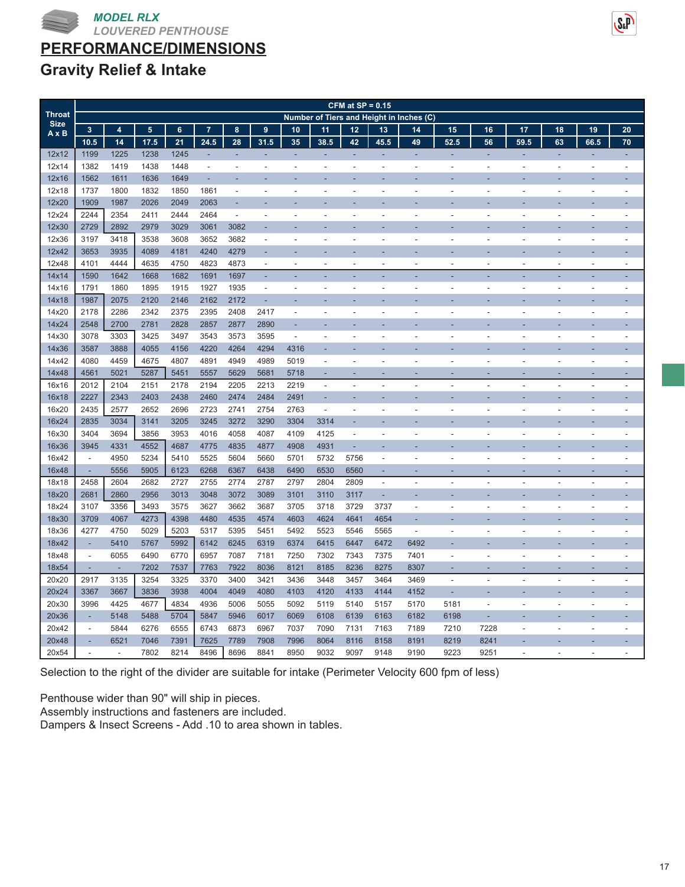***MODEL RLX***
***LOUVERED PENTHOUSE***

# PERFORMANCE/DIMENSIONS

## Gravity Relief & Intake

| Throat Size A x B | CFM at SP = 0.15 | | | | | | | | | | | | | | | | | |
|---|---|---|---|---|---|---|---|---|---|---|---|---|---|---|---|---|---|---|
| | Number of Tiers and Height in Inches (C) | | | | | | | | | | | | | | | | | |
| | 3 | 4 | 5 | 6 | 7 | 8 | 9 | 10 | 11 | 12 | 13 | 14 | 15 | 16 | 17 | 18 | 19 | 20 |
| | 10.5 | 14 | 17.5 | 21 | 24.5 | 28 | 31.5 | 35 | 38.5 | 42 | 45.5 | 49 | 52.5 | 56 | 59.5 | 63 | 66.5 | 70 |
| 12x12 | 1199 | 1225 | 1238 | 1245 | - | - | - | - | - | - | - | - | - | - | - | - | - | - |
| 12x14 | 1382 | 1419 | 1438 | 1448 | - | - | - | - | - | - | - | - | - | - | - | - | - | - |
| 12x16 | 1562 | 1611 | 1636 | 1649 | - | - | - | - | - | - | - | - | - | - | - | - | - | - |
| 12x18 | 1737 | 1800 | 1832 | 1850 | 1861 | - | - | - | - | - | - | - | - | - | - | - | - | - |
| 12x20 | 1909 | 1987 | 2026 | 2049 | 2063 | - | - | - | - | - | - | - | - | - | - | - | - | - |
| 12x24 | 2244 | 2354 | 2411 | 2444 | 2464 | - | - | - | - | - | - | - | - | - | - | - | - | - |
| 12x30 | 2729 | 2892 | 2979 | 3029 | 3061 | 3082 | - | - | - | - | - | - | - | - | - | - | - | - |
| 12x36 | 3197 | 3418 | 3538 | 3608 | 3652 | 3682 | - | - | - | - | - | - | - | - | - | - | - | - |
| 12x42 | 3653 | 3935 | 4089 | 4181 | 4240 | 4279 | - | - | - | - | - | - | - | - | - | - | - | - |
| 12x48 | 4101 | 4444 | 4635 | 4750 | 4823 | 4873 | - | - | - | - | - | - | - | - | - | - | - | - |
| 14x14 | 1590 | 1642 | 1668 | 1682 | 1691 | 1697 | - | - | - | - | - | - | - | - | - | - | - | - |
| 14x16 | 1791 | 1860 | 1895 | 1915 | 1927 | 1935 | - | - | - | - | - | - | - | - | - | - | - | - |
| 14x18 | 1987 | 2075 | 2120 | 2146 | 2162 | 2172 | - | - | - | - | - | - | - | - | - | - | - | - |
| 14x20 | 2178 | 2286 | 2342 | 2375 | 2395 | 2408 | 2417 | - | - | - | - | - | - | - | - | - | - | - |
| 14x24 | 2548 | 2700 | 2781 | 2828 | 2857 | 2877 | 2890 | - | - | - | - | - | - | - | - | - | - | - |
| 14x30 | 3078 | 3303 | 3425 | 3497 | 3543 | 3573 | 3595 | - | - | - | - | - | - | - | - | - | - | - |
| 14x36 | 3587 | 3888 | 4055 | 4156 | 4220 | 4264 | 4294 | 4316 | - | - | - | - | - | - | - | - | - | - |
| 14x42 | 4080 | 4459 | 4675 | 4807 | 4891 | 4949 | 4989 | 5019 | - | - | - | - | - | - | - | - | - | - |
| 14x48 | 4561 | 5021 | 5287 | 5451 | 5557 | 5629 | 5681 | 5718 | - | - | - | - | - | - | - | - | - | - |
| 16x16 | 2012 | 2104 | 2151 | 2178 | 2194 | 2205 | 2213 | 2219 | - | - | - | - | - | - | - | - | - | - |
| 16x18 | 2227 | 2343 | 2403 | 2438 | 2460 | 2474 | 2484 | 2491 | - | - | - | - | - | - | - | - | - | - |
| 16x20 | 2435 | 2577 | 2652 | 2696 | 2723 | 2741 | 2754 | 2763 | - | - | - | - | - | - | - | - | - | - |
| 16x24 | 2835 | 3034 | 3141 | 3205 | 3245 | 3272 | 3290 | 3304 | 3314 | - | - | - | - | - | - | - | - | - |
| 16x30 | 3404 | 3694 | 3856 | 3953 | 4016 | 4058 | 4087 | 4109 | 4125 | - | - | - | - | - | - | - | - | - |
| 16x36 | 3945 | 4331 | 4552 | 4687 | 4775 | 4835 | 4877 | 4908 | 4931 | - | - | - | - | - | - | - | - | - |
| 16x42 | - | 4950 | 5234 | 5410 | 5525 | 5604 | 5660 | 5701 | 5732 | 5756 | - | - | - | - | - | - | - | - |
| 16x48 | - | 5556 | 5905 | 6123 | 6268 | 6367 | 6438 | 6490 | 6530 | 6560 | - | - | - | - | - | - | - | - |
| 18x18 | 2458 | 2604 | 2682 | 2727 | 2755 | 2774 | 2787 | 2797 | 2804 | 2809 | - | - | - | - | - | - | - | - |
| 18x20 | 2681 | 2860 | 2956 | 3013 | 3048 | 3072 | 3089 | 3101 | 3110 | 3117 | - | - | - | - | - | - | - | - |
| 18x24 | 3107 | 3356 | 3493 | 3575 | 3627 | 3662 | 3687 | 3705 | 3718 | 3729 | 3737 | - | - | - | - | - | - | - |
| 18x30 | 3709 | 4067 | 4273 | 4398 | 4480 | 4535 | 4574 | 4603 | 4624 | 4641 | 4654 | - | - | - | - | - | - | - |
| 18x36 | 4277 | 4750 | 5029 | 5203 | 5317 | 5395 | 5451 | 5492 | 5523 | 5546 | 5565 | - | - | - | - | - | - | - |
| 18x42 | - | 5410 | 5767 | 5992 | 6142 | 6245 | 6319 | 6374 | 6415 | 6447 | 6472 | 6492 | - | - | - | - | - | - |
| 18x48 | - | 6055 | 6490 | 6770 | 6957 | 7087 | 7181 | 7250 | 7302 | 7343 | 7375 | 7401 | - | - | - | - | - | - |
| 18x54 | - | - | 7202 | 7537 | 7763 | 7922 | 8036 | 8121 | 8185 | 8236 | 8275 | 8307 | - | - | - | - | - | - |
| 20x20 | 2917 | 3135 | 3254 | 3325 | 3370 | 3400 | 3421 | 3436 | 3448 | 3457 | 3464 | 3469 | - | - | - | - | - | - |
| 20x24 | 3367 | 3667 | 3836 | 3938 | 4004 | 4049 | 4080 | 4103 | 4120 | 4133 | 4144 | 4152 | - | - | - | - | - | - |
| 20x30 | 3996 | 4425 | 4677 | 4834 | 4936 | 5006 | 5055 | 5092 | 5119 | 5140 | 5157 | 5170 | 5181 | - | - | - | - | - |
| 20x36 | - | 5148 | 5488 | 5704 | 5847 | 5946 | 6017 | 6069 | 6108 | 6139 | 6163 | 6182 | 6198 | - | - | - | - | - |
| 20x42 | - | 5844 | 6276 | 6555 | 6743 | 6873 | 6967 | 7037 | 7090 | 7131 | 7163 | 7189 | 7210 | 7228 | - | - | - | - |
| 20x48 | - | 6521 | 7046 | 7391 | 7625 | 7789 | 7908 | 7996 | 8064 | 8116 | 8158 | 8191 | 8219 | 8241 | - | - | - | - |
| 20x54 | - | - | 7802 | 8214 | 8496 | 8696 | 8841 | 8950 | 9032 | 9097 | 9148 | 9190 | 9223 | 9251 | - | - | - | - |

Selection to the right of the divider are suitable for intake (Perimeter Velocity 600 fpm of less)

Penthouse wider than 90" will ship in pieces.
Assembly instructions and fasteners are included.
Dampers & Insect Screens - Add .10 to area shown in tables.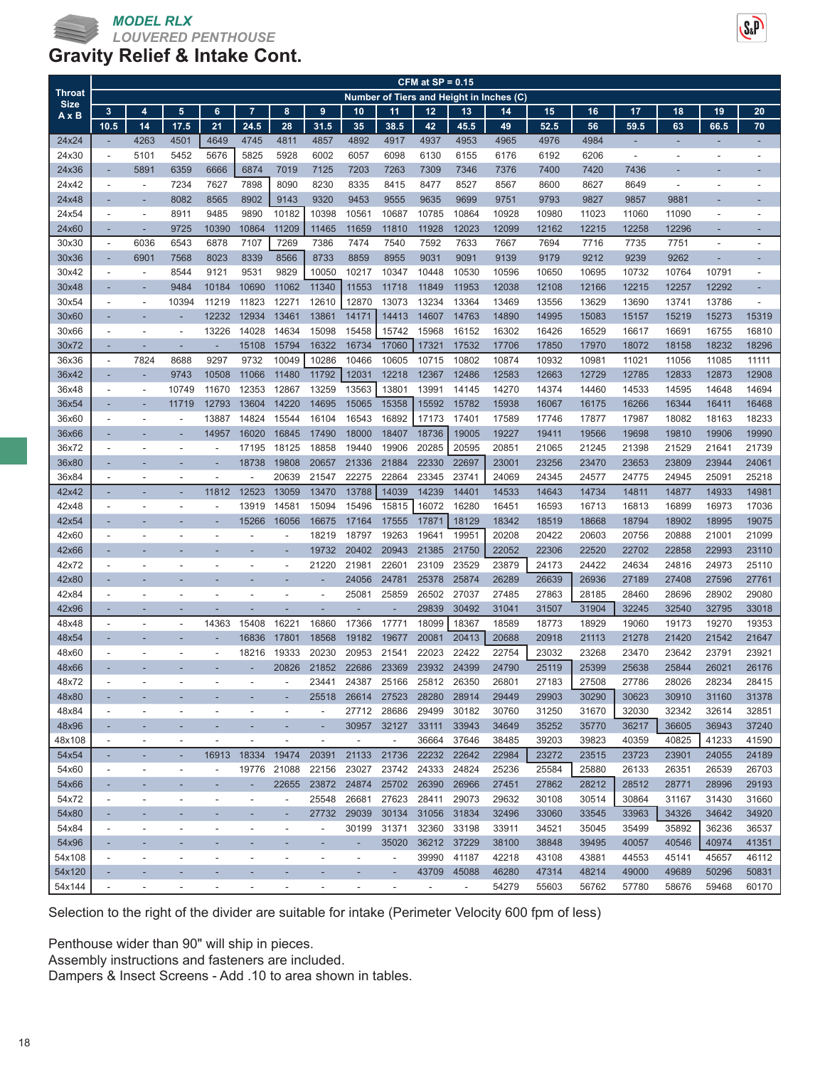**MODEL RLX**
*LOUVERED PENTHOUSE*

# Gravity Relief & Intake Cont.

| Throat Size A x B | CFM at SP = 0.15 | | | | | | | | | | | | | | | | | |
|---|---|---|---|---|---|---|---|---|---|---|---|---|---|---|---|---|---|---|
| | Number of Tiers and Height in Inches (C) | | | | | | | | | | | | | | | | | |
| | 3 | 4 | 5 | 6 | 7 | 8 | 9 | 10 | 11 | 12 | 13 | 14 | 15 | 16 | 17 | 18 | 19 | 20 |
| | 10.5 | 14 | 17.5 | 21 | 24.5 | 28 | 31.5 | 35 | 38.5 | 42 | 45.5 | 49 | 52.5 | 56 | 59.5 | 63 | 66.5 | 70 |
| 24x24 | - | 4263 | 4501 | 4649 | 4745 | 4811 | 4857 | 4892 | 4917 | 4937 | 4953 | 4965 | 4976 | 4984 | - | - | - | - |
| 24x30 | - | 5101 | 5452 | 5676 | 5825 | 5928 | 6002 | 6057 | 6098 | 6130 | 6155 | 6176 | 6192 | 6206 | - | - | - | - |
| 24x36 | - | 5891 | 6359 | 6666 | 6874 | 7019 | 7125 | 7203 | 7263 | 7309 | 7346 | 7376 | 7400 | 7420 | 7436 | - | - | - |
| 24x42 | - | - | 7234 | 7627 | 7898 | 8090 | 8230 | 8335 | 8415 | 8477 | 8527 | 8567 | 8600 | 8627 | 8649 | - | - | - |
| 24x48 | - | - | 8082 | 8565 | 8902 | 9143 | 9320 | 9453 | 9555 | 9635 | 9699 | 9751 | 9793 | 9827 | 9857 | 9881 | - | - |
| 24x54 | - | - | 8911 | 9485 | 9890 | 10182 | 10398 | 10561 | 10687 | 10785 | 10864 | 10928 | 10980 | 11023 | 11060 | 11090 | - | - |
| 24x60 | - | - | 9725 | 10390 | 10864 | 11209 | 11465 | 11659 | 11810 | 11928 | 12023 | 12099 | 12162 | 12215 | 12258 | 12296 | - | - |
| 30x30 | - | 6036 | 6543 | 6878 | 7107 | 7269 | 7386 | 7474 | 7540 | 7592 | 7633 | 7667 | 7694 | 7716 | 7735 | 7751 | - | - |
| 30x36 | - | 6901 | 7568 | 8023 | 8339 | 8566 | 8733 | 8859 | 8955 | 9031 | 9091 | 9139 | 9179 | 9212 | 9239 | 9262 | - | - |
| 30x42 | - | - | 8544 | 9121 | 9531 | 9829 | 10050 | 10217 | 10347 | 10448 | 10530 | 10596 | 10650 | 10695 | 10732 | 10764 | 10791 | - |
| 30x48 | - | - | 9484 | 10184 | 10690 | 11062 | 11340 | 11553 | 11718 | 11849 | 11953 | 12038 | 12108 | 12166 | 12215 | 12257 | 12292 | - |
| 30x54 | - | - | 10394 | 11219 | 11823 | 12271 | 12610 | 12870 | 13073 | 13234 | 13364 | 13469 | 13556 | 13629 | 13690 | 13741 | 13786 | - |
| 30x60 | - | - | - | 12232 | 12934 | 13461 | 13861 | 14171 | 14413 | 14607 | 14763 | 14890 | 14995 | 15083 | 15157 | 15219 | 15273 | 15319 |
| 30x66 | - | - | - | 13226 | 14028 | 14634 | 15098 | 15458 | 15742 | 15968 | 16152 | 16302 | 16426 | 16529 | 16617 | 16691 | 16755 | 16810 |
| 30x72 | - | - | - | - | 15108 | 15794 | 16322 | 16734 | 17060 | 17321 | 17532 | 17706 | 17850 | 17970 | 18072 | 18158 | 18232 | 18296 |
| 36x36 | - | 7824 | 8688 | 9297 | 9732 | 10049 | 10286 | 10466 | 10605 | 10715 | 10802 | 10874 | 10932 | 10981 | 11021 | 11056 | 11085 | 11111 |
| 36x42 | - | - | 9743 | 10508 | 11066 | 11480 | 11792 | 12031 | 12218 | 12367 | 12486 | 12583 | 12663 | 12729 | 12785 | 12833 | 12873 | 12908 |
| 36x48 | - | - | 10749 | 11670 | 12353 | 12867 | 13259 | 13563 | 13801 | 13991 | 14145 | 14270 | 14374 | 14460 | 14533 | 14595 | 14648 | 14694 |
| 36x54 | - | - | 11719 | 12793 | 13604 | 14220 | 14695 | 15065 | 15358 | 15592 | 15782 | 15938 | 16067 | 16175 | 16266 | 16344 | 16411 | 16468 |
| 36x60 | - | - | - | 13887 | 14824 | 15544 | 16104 | 16543 | 16892 | 17173 | 17401 | 17589 | 17746 | 17877 | 17987 | 18082 | 18163 | 18233 |
| 36x66 | - | - | - | 14957 | 16020 | 16845 | 17490 | 18000 | 18407 | 18736 | 19005 | 19227 | 19411 | 19566 | 19698 | 19810 | 19906 | 19990 |
| 36x72 | - | - | - | - | 17195 | 18125 | 18858 | 19440 | 19906 | 20285 | 20595 | 20851 | 21065 | 21245 | 21398 | 21529 | 21641 | 21739 |
| 36x80 | - | - | - | - | 18738 | 19808 | 20657 | 21336 | 21884 | 22330 | 22697 | 23001 | 23256 | 23470 | 23653 | 23809 | 23944 | 24061 |
| 36x84 | - | - | - | - | - | 20639 | 21547 | 22275 | 22864 | 23345 | 23741 | 24069 | 24345 | 24577 | 24775 | 24945 | 25091 | 25218 |
| 42x42 | - | - | - | 11812 | 12523 | 13059 | 13470 | 13788 | 14039 | 14239 | 14401 | 14533 | 14643 | 14734 | 14811 | 14877 | 14933 | 14981 |
| 42x48 | - | - | - | - | 13919 | 14581 | 15094 | 15496 | 15815 | 16072 | 16280 | 16451 | 16593 | 16713 | 16813 | 16899 | 16973 | 17036 |
| 42x54 | - | - | - | - | 15266 | 16056 | 16675 | 17164 | 17555 | 17871 | 18129 | 18342 | 18519 | 18668 | 18794 | 18902 | 18995 | 19075 |
| 42x60 | - | - | - | - | - | - | 18219 | 18797 | 19263 | 19641 | 19951 | 20208 | 20422 | 20603 | 20756 | 20888 | 21001 | 21099 |
| 42x66 | - | - | - | - | - | - | 19732 | 20402 | 20943 | 21385 | 21750 | 22052 | 22306 | 22520 | 22702 | 22858 | 22993 | 23110 |
| 42x72 | - | - | - | - | - | - | 21220 | 21981 | 22601 | 23109 | 23529 | 23879 | 24173 | 24422 | 24634 | 24816 | 24973 | 25110 |
| 42x80 | - | - | - | - | - | - | - | 24056 | 24781 | 25378 | 25874 | 26289 | 26639 | 26936 | 27189 | 27408 | 27596 | 27761 |
| 42x84 | - | - | - | - | - | - | - | 25081 | 25859 | 26502 | 27037 | 27485 | 27863 | 28185 | 28460 | 28696 | 28902 | 29080 |
| 42x96 | - | - | - | - | - | - | - | - | - | 29839 | 30492 | 31041 | 31507 | 31904 | 32245 | 32540 | 32795 | 33018 |
| 48x48 | - | - | - | 14363 | 15408 | 16221 | 16860 | 17366 | 17771 | 18099 | 18367 | 18589 | 18773 | 18929 | 19060 | 19173 | 19270 | 19353 |
| 48x54 | - | - | - | - | 16836 | 17801 | 18568 | 19182 | 19677 | 20081 | 20413 | 20688 | 20918 | 21113 | 21278 | 21420 | 21542 | 21647 |
| 48x60 | - | - | - | - | 18216 | 19333 | 20230 | 20953 | 21541 | 22023 | 22422 | 22754 | 23032 | 23268 | 23470 | 23642 | 23791 | 23921 |
| 48x66 | - | - | - | - | - | 20826 | 21852 | 22686 | 23369 | 23932 | 24399 | 24790 | 25119 | 25399 | 25638 | 25844 | 26021 | 26176 |
| 48x72 | - | - | - | - | - | - | 23441 | 24387 | 25166 | 25812 | 26350 | 26801 | 27183 | 27508 | 27786 | 28026 | 28234 | 28415 |
| 48x80 | - | - | - | - | - | - | 25518 | 26614 | 27523 | 28280 | 28914 | 29449 | 29903 | 30290 | 30623 | 30910 | 31160 | 31378 |
| 48x84 | - | - | - | - | - | - | - | 27712 | 28686 | 29499 | 30182 | 30760 | 31250 | 31670 | 32030 | 32342 | 32614 | 32851 |
| 48x96 | - | - | - | - | - | - | - | 30957 | 32127 | 33111 | 33943 | 34649 | 35252 | 35770 | 36217 | 36605 | 36943 | 37240 |
| 48x108 | - | - | - | - | - | - | - | - | - | 36664 | 37646 | 38485 | 39203 | 39823 | 40359 | 40825 | 41233 | 41590 |
| 54x54 | - | - | - | 16913 | 18334 | 19474 | 20391 | 21133 | 21736 | 22232 | 22642 | 22984 | 23272 | 23515 | 23723 | 23901 | 24055 | 24189 |
| 54x60 | - | - | - | - | 19776 | 21088 | 22156 | 23027 | 23742 | 24333 | 24824 | 25236 | 25584 | 25880 | 26133 | 26351 | 26539 | 26703 |
| 54x66 | - | - | - | - | - | 22655 | 23872 | 24874 | 25702 | 26390 | 26966 | 27451 | 27862 | 28212 | 28512 | 28771 | 28996 | 29193 |
| 54x72 | - | - | - | - | - | - | 25548 | 26681 | 27623 | 28411 | 29073 | 29632 | 30108 | 30514 | 30864 | 31167 | 31430 | 31660 |
| 54x80 | - | - | - | - | - | - | 27732 | 29039 | 30134 | 31056 | 31834 | 32496 | 33060 | 33545 | 33963 | 34326 | 34642 | 34920 |
| 54x84 | - | - | - | - | - | - | - | 30199 | 31371 | 32360 | 33198 | 33911 | 34521 | 35045 | 35499 | 35892 | 36236 | 36537 |
| 54x96 | - | - | - | - | - | - | - | - | 35020 | 36212 | 37229 | 38100 | 38848 | 39495 | 40057 | 40546 | 40974 | 41351 |
| 54x108 | - | - | - | - | - | - | - | - | - | 39990 | 41187 | 42218 | 43108 | 43881 | 44553 | 45141 | 45657 | 46112 |
| 54x120 | - | - | - | - | - | - | - | - | - | 43709 | 45088 | 46280 | 47314 | 48214 | 49000 | 49689 | 50296 | 50831 |
| 54x144 | - | - | - | - | - | - | - | - | - | - | - | 54279 | 55603 | 56762 | 57780 | 58676 | 59468 | 60170 |

Selection to the right of the divider are suitable for intake (Perimeter Velocity 600 fpm of less)

Penthouse wider than 90" will ship in pieces.
Assembly instructions and fasteners are included.
Dampers & Insect Screens - Add .10 to area shown in tables.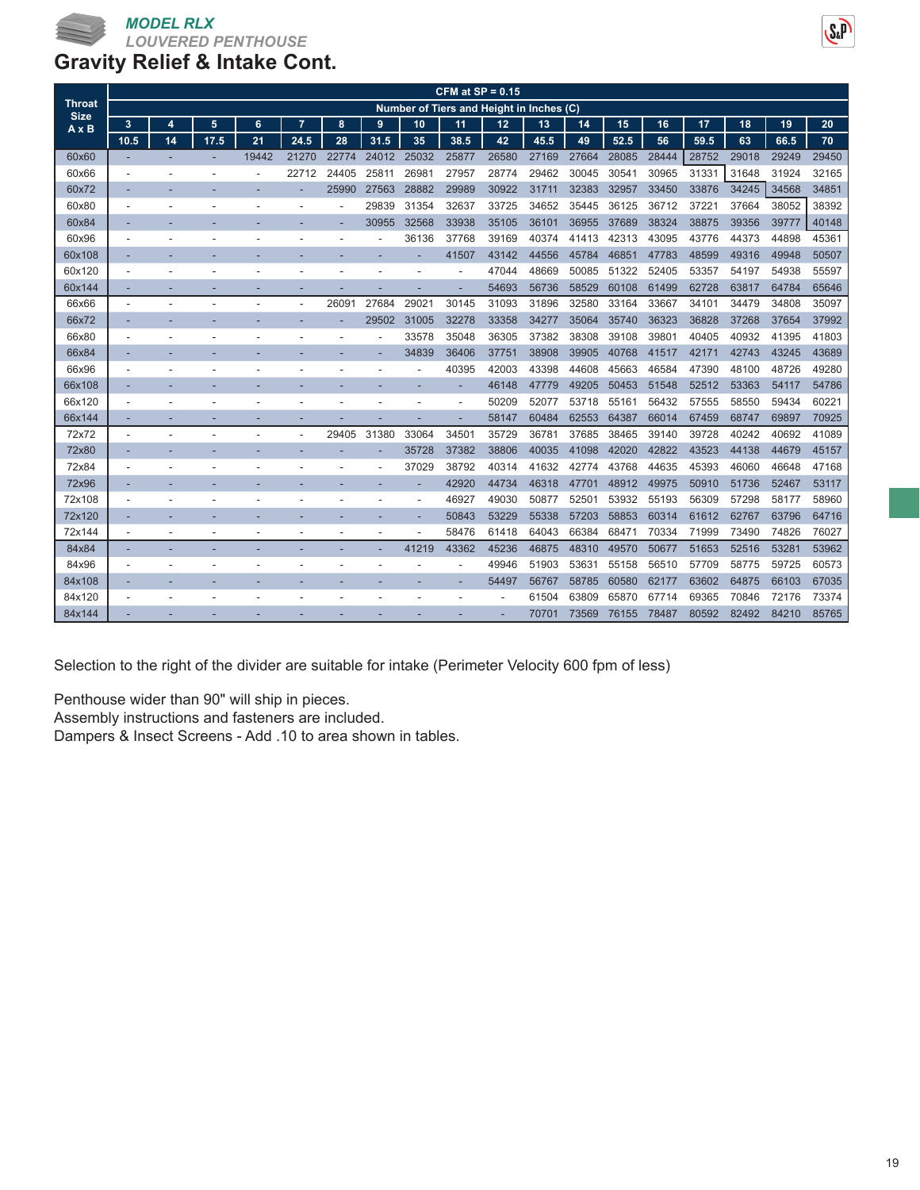*MODEL RLX*
*LOUVERED PENTHOUSE*

# Gravity Relief & Intake Cont.

| Throat Size A x B | CFM at SP = 0.15 | | | | | | | | | | | | | | | | | |
|---|---|---|---|---|---|---|---|---|---|---|---|---|---|---|---|---|---|---|
| | Number of Tiers and Height in Inches (C) | | | | | | | | | | | | | | | | | |
| | 3 | 4 | 5 | 6 | 7 | 8 | 9 | 10 | 11 | 12 | 13 | 14 | 15 | 16 | 17 | 18 | 19 | 20 |
| | 10.5 | 14 | 17.5 | 21 | 24.5 | 28 | 31.5 | 35 | 38.5 | 42 | 45.5 | 49 | 52.5 | 56 | 59.5 | 63 | 66.5 | 70 |
| 60x60 | - | - | - | 19442 | 21270 | 22774 | 24012 | 25032 | 25877 | 26580 | 27169 | 27664 | 28085 | 28444 | 28752 | 29018 | 29249 | 29450 |
| 60x66 | - | - | - | - | 22712 | 24405 | 25811 | 26981 | 27957 | 28774 | 29462 | 30045 | 30541 | 30965 | 31331 | 31648 | 31924 | 32165 |
| 60x72 | - | - | - | - | - | 25990 | 27563 | 28882 | 29989 | 30922 | 31711 | 32383 | 32957 | 33450 | 33876 | 34245 | 34568 | 34851 |
| 60x80 | - | - | - | - | - | - | 29839 | 31354 | 32637 | 33725 | 34652 | 35445 | 36125 | 36712 | 37221 | 37664 | 38052 | 38392 |
| 60x84 | - | - | - | - | - | - | 30955 | 32568 | 33938 | 35105 | 36101 | 36955 | 37689 | 38324 | 38875 | 39356 | 39777 | 40148 |
| 60x96 | - | - | - | - | - | - | - | 36136 | 37768 | 39169 | 40374 | 41413 | 42313 | 43095 | 43776 | 44373 | 44898 | 45361 |
| 60x108 | - | - | - | - | - | - | - | - | 41507 | 43142 | 44556 | 45784 | 46851 | 47783 | 48599 | 49316 | 49948 | 50507 |
| 60x120 | - | - | - | - | - | - | - | - | - | 47044 | 48669 | 50085 | 51322 | 52405 | 53357 | 54197 | 54938 | 55597 |
| 60x144 | - | - | - | - | - | - | - | - | - | 54693 | 56736 | 58529 | 60108 | 61499 | 62728 | 63817 | 64784 | 65646 |
| 66x66 | - | - | - | - | - | 26091 | 27684 | 29021 | 30145 | 31093 | 31896 | 32580 | 33164 | 33667 | 34101 | 34479 | 34808 | 35097 |
| 66x72 | - | - | - | - | - | - | 29502 | 31005 | 32278 | 33358 | 34277 | 35064 | 35740 | 36323 | 36828 | 37268 | 37654 | 37992 |
| 66x80 | - | - | - | - | - | - | - | 33578 | 35048 | 36305 | 37382 | 38308 | 39108 | 39801 | 40405 | 40932 | 41395 | 41803 |
| 66x84 | - | - | - | - | - | - | - | 34839 | 36406 | 37751 | 38908 | 39905 | 40768 | 41517 | 42171 | 42743 | 43245 | 43689 |
| 66x96 | - | - | - | - | - | - | - | - | 40395 | 42003 | 43398 | 44608 | 45663 | 46584 | 47390 | 48100 | 48726 | 49280 |
| 66x108 | - | - | - | - | - | - | - | - | - | 46148 | 47779 | 49205 | 50453 | 51548 | 52512 | 53363 | 54117 | 54786 |
| 66x120 | - | - | - | - | - | - | - | - | - | 50209 | 52077 | 53718 | 55161 | 56432 | 57555 | 58550 | 59434 | 60221 |
| 66x144 | - | - | - | - | - | - | - | - | - | 58147 | 60484 | 62553 | 64387 | 66014 | 67459 | 68747 | 69897 | 70925 |
| 72x72 | - | - | - | - | - | 29405 | 31380 | 33064 | 34501 | 35729 | 36781 | 37685 | 38465 | 39140 | 39728 | 40242 | 40692 | 41089 |
| 72x80 | - | - | - | - | - | - | - | 35728 | 37382 | 38806 | 40035 | 41098 | 42020 | 42822 | 43523 | 44138 | 44679 | 45157 |
| 72x84 | - | - | - | - | - | - | - | 37029 | 38792 | 40314 | 41632 | 42774 | 43768 | 44635 | 45393 | 46060 | 46648 | 47168 |
| 72x96 | - | - | - | - | - | - | - | - | 42920 | 44734 | 46318 | 47701 | 48912 | 49975 | 50910 | 51736 | 52467 | 53117 |
| 72x108 | - | - | - | - | - | - | - | - | 46927 | 49030 | 50877 | 52501 | 53932 | 55193 | 56309 | 57298 | 58177 | 58960 |
| 72x120 | - | - | - | - | - | - | - | - | 50843 | 53229 | 55338 | 57203 | 58853 | 60314 | 61612 | 62767 | 63796 | 64716 |
| 72x144 | - | - | - | - | - | - | - | - | 58476 | 61418 | 64043 | 66384 | 68471 | 70334 | 71999 | 73490 | 74826 | 76027 |
| 84x84 | - | - | - | - | - | - | - | 41219 | 43362 | 45236 | 46875 | 48310 | 49570 | 50677 | 51653 | 52516 | 53281 | 53962 |
| 84x96 | - | - | - | - | - | - | - | - | - | 49946 | 51903 | 53631 | 55158 | 56510 | 57709 | 58775 | 59725 | 60573 |
| 84x108 | - | - | - | - | - | - | - | - | - | 54497 | 56767 | 58785 | 60580 | 62177 | 63602 | 64875 | 66103 | 67035 |
| 84x120 | - | - | - | - | - | - | - | - | - | - | 61504 | 63809 | 65870 | 67714 | 69365 | 70846 | 72176 | 73374 |
| 84x144 | - | - | - | - | - | - | - | - | - | - | 70701 | 73569 | 76155 | 78487 | 80592 | 82492 | 84210 | 85765 |

Selection to the right of the divider are suitable for intake (Perimeter Velocity 600 fpm of less)

Penthouse wider than 90" will ship in pieces.
Assembly instructions and fasteners are included.
Dampers & Insect Screens - Add .10 to area shown in tables.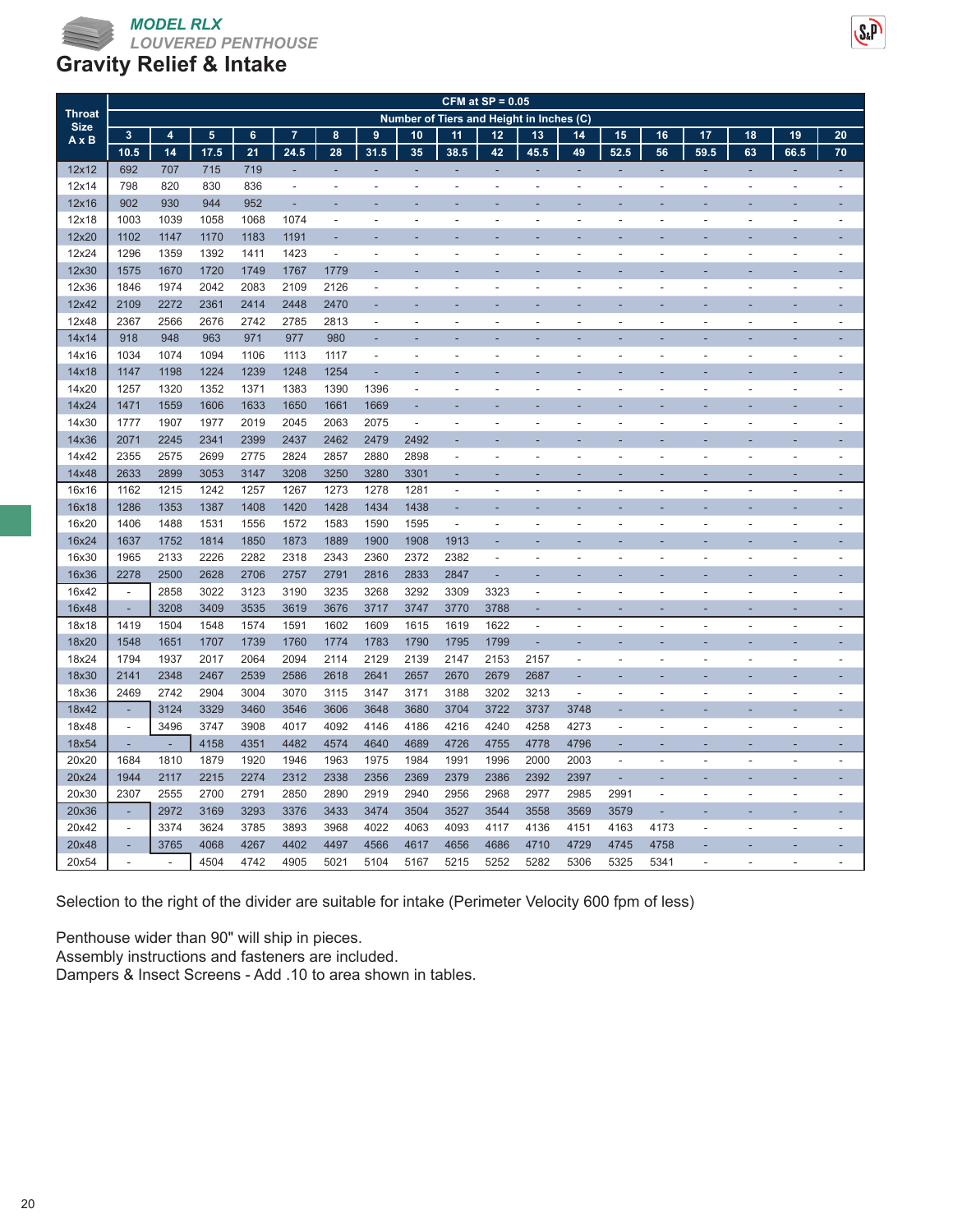# MODEL RLX
## LOUVERED PENTHOUSE
## Gravity Relief & Intake

| Throat Size A x B | CFM at SP = 0.05 | | | | | | | | | | | | | | | | | |
|---|---|---|---|---|---|---|---|---|---|---|---|---|---|---|---|---|---|---|
| | Number of Tiers and Height in Inches (C) | | | | | | | | | | | | | | | | | |
| | 3 | 4 | 5 | 6 | 7 | 8 | 9 | 10 | 11 | 12 | 13 | 14 | 15 | 16 | 17 | 18 | 19 | 20 |
| | 10.5 | 14 | 17.5 | 21 | 24.5 | 28 | 31.5 | 35 | 38.5 | 42 | 45.5 | 49 | 52.5 | 56 | 59.5 | 63 | 66.5 | 70 |
| 12x12 | 692 | 707 | 715 | 719 | - | - | - | - | - | - | - | - | - | - | - | - | - | - |
| 12x14 | 798 | 820 | 830 | 836 | - | - | - | - | - | - | - | - | - | - | - | - | - | - |
| 12x16 | 902 | 930 | 944 | 952 | - | - | - | - | - | - | - | - | - | - | - | - | - | - |
| 12x18 | 1003 | 1039 | 1058 | 1068 | 1074 | - | - | - | - | - | - | - | - | - | - | - | - | - |
| 12x20 | 1102 | 1147 | 1170 | 1183 | 1191 | - | - | - | - | - | - | - | - | - | - | - | - | - |
| 12x24 | 1296 | 1359 | 1392 | 1411 | 1423 | - | - | - | - | - | - | - | - | - | - | - | - | - |
| 12x30 | 1575 | 1670 | 1720 | 1749 | 1767 | 1779 | - | - | - | - | - | - | - | - | - | - | - | - |
| 12x36 | 1846 | 1974 | 2042 | 2083 | 2109 | 2126 | - | - | - | - | - | - | - | - | - | - | - | - |
| 12x42 | 2109 | 2272 | 2361 | 2414 | 2448 | 2470 | - | - | - | - | - | - | - | - | - | - | - | - |
| 12x48 | 2367 | 2566 | 2676 | 2742 | 2785 | 2813 | - | - | - | - | - | - | - | - | - | - | - | - |
| 14x14 | 918 | 948 | 963 | 971 | 977 | 980 | - | - | - | - | - | - | - | - | - | - | - | - |
| 14x16 | 1034 | 1074 | 1094 | 1106 | 1113 | 1117 | - | - | - | - | - | - | - | - | - | - | - | - |
| 14x18 | 1147 | 1198 | 1224 | 1239 | 1248 | 1254 | - | - | - | - | - | - | - | - | - | - | - | - |
| 14x20 | 1257 | 1320 | 1352 | 1371 | 1383 | 1390 | 1396 | - | - | - | - | - | - | - | - | - | - | - |
| 14x24 | 1471 | 1559 | 1606 | 1633 | 1650 | 1661 | 1669 | - | - | - | - | - | - | - | - | - | - | - |
| 14x30 | 1777 | 1907 | 1977 | 2019 | 2045 | 2063 | 2075 | - | - | - | - | - | - | - | - | - | - | - |
| 14x36 | 2071 | 2245 | 2341 | 2399 | 2437 | 2462 | 2479 | 2492 | - | - | - | - | - | - | - | - | - | - |
| 14x42 | 2355 | 2575 | 2699 | 2775 | 2824 | 2857 | 2880 | 2898 | - | - | - | - | - | - | - | - | - | - |
| 14x48 | 2633 | 2899 | 3053 | 3147 | 3208 | 3250 | 3280 | 3301 | - | - | - | - | - | - | - | - | - | - |
| 16x16 | 1162 | 1215 | 1242 | 1257 | 1267 | 1273 | 1278 | 1281 | - | - | - | - | - | - | - | - | - | - |
| 16x18 | 1286 | 1353 | 1387 | 1408 | 1420 | 1428 | 1434 | 1438 | - | - | - | - | - | - | - | - | - | - |
| 16x20 | 1406 | 1488 | 1531 | 1556 | 1572 | 1583 | 1590 | 1595 | - | - | - | - | - | - | - | - | - | - |
| 16x24 | 1637 | 1752 | 1814 | 1850 | 1873 | 1889 | 1900 | 1908 | 1913 | - | - | - | - | - | - | - | - | - |
| 16x30 | 1965 | 2133 | 2226 | 2282 | 2318 | 2343 | 2360 | 2372 | 2382 | - | - | - | - | - | - | - | - | - |
| 16x36 | 2278 | 2500 | 2628 | 2706 | 2757 | 2791 | 2816 | 2833 | 2847 | - | - | - | - | - | - | - | - | - |
| 16x42 | - | 2858 | 3022 | 3123 | 3190 | 3235 | 3268 | 3292 | 3309 | 3323 | - | - | - | - | - | - | - | - |
| 16x48 | - | 3208 | 3409 | 3535 | 3619 | 3676 | 3717 | 3747 | 3770 | 3788 | - | - | - | - | - | - | - | - |
| 18x18 | 1419 | 1504 | 1548 | 1574 | 1591 | 1602 | 1609 | 1615 | 1619 | 1622 | - | - | - | - | - | - | - | - |
| 18x20 | 1548 | 1651 | 1707 | 1739 | 1760 | 1774 | 1783 | 1790 | 1795 | 1799 | - | - | - | - | - | - | - | - |
| 18x24 | 1794 | 1937 | 2017 | 2064 | 2094 | 2114 | 2129 | 2139 | 2147 | 2153 | 2157 | - | - | - | - | - | - | - |
| 18x30 | 2141 | 2348 | 2467 | 2539 | 2586 | 2618 | 2641 | 2657 | 2670 | 2679 | 2687 | - | - | - | - | - | - | - |
| 18x36 | 2469 | 2742 | 2904 | 3004 | 3070 | 3115 | 3147 | 3171 | 3188 | 3202 | 3213 | - | - | - | - | - | - | - |
| 18x42 | - | 3124 | 3329 | 3460 | 3546 | 3606 | 3648 | 3680 | 3704 | 3722 | 3737 | 3748 | - | - | - | - | - | - |
| 18x48 | - | 3496 | 3747 | 3908 | 4017 | 4092 | 4146 | 4186 | 4216 | 4240 | 4258 | 4273 | - | - | - | - | - | - |
| 18x54 | - | - | 4158 | 4351 | 4482 | 4574 | 4640 | 4689 | 4726 | 4755 | 4778 | 4796 | - | - | - | - | - | - |
| 20x20 | 1684 | 1810 | 1879 | 1920 | 1946 | 1963 | 1975 | 1984 | 1991 | 1996 | 2000 | 2003 | - | - | - | - | - | - |
| 20x24 | 1944 | 2117 | 2215 | 2274 | 2312 | 2338 | 2356 | 2369 | 2379 | 2386 | 2392 | 2397 | - | - | - | - | - | - |
| 20x30 | 2307 | 2555 | 2700 | 2791 | 2850 | 2890 | 2919 | 2940 | 2956 | 2968 | 2977 | 2985 | 2991 | - | - | - | - | - |
| 20x36 | - | 2972 | 3169 | 3293 | 3376 | 3433 | 3474 | 3504 | 3527 | 3544 | 3558 | 3569 | 3579 | - | - | - | - | - |
| 20x42 | - | 3374 | 3624 | 3785 | 3893 | 3968 | 4022 | 4063 | 4093 | 4117 | 4136 | 4151 | 4163 | 4173 | - | - | - | - |
| 20x48 | - | 3765 | 4068 | 4267 | 4402 | 4497 | 4566 | 4617 | 4656 | 4686 | 4710 | 4729 | 4745 | 4758 | - | - | - | - |
| 20x54 | - | - | 4504 | 4742 | 4905 | 5021 | 5104 | 5167 | 5215 | 5252 | 5282 | 5306 | 5325 | 5341 | - | - | - | - |

Selection to the right of the divider are suitable for intake (Perimeter Velocity 600 fpm of less)

Penthouse wider than 90" will ship in pieces.
Assembly instructions and fasteners are included.
Dampers & Insect Screens - Add .10 to area shown in tables.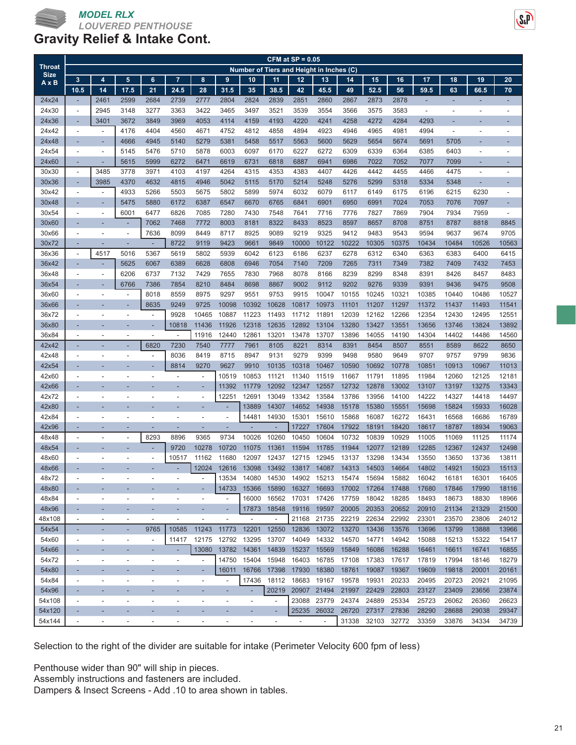**MODEL RLX**
*LOUVERED PENTHOUSE*

# Gravity Relief & Intake Cont.

| Throat Size A x B | CFM at SP = 0.05 | | | | | | | | | | | | | | | | | |
|---|---|---|---|---|---|---|---|---|---|---|---|---|---|---|---|---|---|---|
| | Number of Tiers and Height in Inches (C) | | | | | | | | | | | | | | | | | |
| | 3 | 4 | 5 | 6 | 7 | 8 | 9 | 10 | 11 | 12 | 13 | 14 | 15 | 16 | 17 | 18 | 19 | 20 |
| | 10.5 | 14 | 17.5 | 21 | 24.5 | 28 | 31.5 | 35 | 38.5 | 42 | 45.5 | 49 | 52.5 | 56 | 59.5 | 63 | 66.5 | 70 |
| 24x24 | - | 2461 | 2599 | 2684 | 2739 | 2777 | 2804 | 2824 | 2839 | 2851 | 2860 | 2867 | 2873 | 2878 | - | - | - | - |
| 24x30 | - | 2945 | 3148 | 3277 | 3363 | 3422 | 3465 | 3497 | 3521 | 3539 | 3554 | 3566 | 3575 | 3583 | - | - | - | - |
| 24x36 | - | 3401 | 3672 | 3849 | 3969 | 4053 | 4114 | 4159 | 4193 | 4220 | 4241 | 4258 | 4272 | 4284 | 4293 | - | - | - |
| 24x42 | - | - | 4176 | 4404 | 4560 | 4671 | 4752 | 4812 | 4858 | 4894 | 4923 | 4946 | 4965 | 4981 | 4994 | - | - | - |
| 24x48 | - | - | 4666 | 4945 | 5140 | 5279 | 5381 | 5458 | 5517 | 5563 | 5600 | 5629 | 5654 | 5674 | 5691 | 5705 | - | - |
| 24x54 | - | - | 5145 | 5476 | 5710 | 5878 | 6003 | 6097 | 6170 | 6227 | 6272 | 6309 | 6339 | 6364 | 6385 | 6403 | - | - |
| 24x60 | - | - | 5615 | 5999 | 6272 | 6471 | 6619 | 6731 | 6818 | 6887 | 6941 | 6986 | 7022 | 7052 | 7077 | 7099 | - | - |
| 30x30 | - | 3485 | 3778 | 3971 | 4103 | 4197 | 4264 | 4315 | 4353 | 4383 | 4407 | 4426 | 4442 | 4455 | 4466 | 4475 | - | - |
| 30x36 | - | 3985 | 4370 | 4632 | 4815 | 4946 | 5042 | 5115 | 5170 | 5214 | 5248 | 5276 | 5299 | 5318 | 5334 | 5348 | - | - |
| 30x42 | - | - | 4933 | 5266 | 5503 | 5675 | 5802 | 5899 | 5974 | 6032 | 6079 | 6117 | 6149 | 6175 | 6196 | 6215 | 6230 | - |
| 30x48 | - | - | 5475 | 5880 | 6172 | 6387 | 6547 | 6670 | 6765 | 6841 | 6901 | 6950 | 6991 | 7024 | 7053 | 7076 | 7097 | - |
| 30x54 | - | - | 6001 | 6477 | 6826 | 7085 | 7280 | 7430 | 7548 | 7641 | 7716 | 7776 | 7827 | 7869 | 7904 | 7934 | 7959 | - |
| 30x60 | - | - | - | 7062 | 7468 | 7772 | 8003 | 8181 | 8322 | 8433 | 8523 | 8597 | 8657 | 8708 | 8751 | 8787 | 8818 | 8845 |
| 30x66 | - | - | - | 7636 | 8099 | 8449 | 8717 | 8925 | 9089 | 9219 | 9325 | 9412 | 9483 | 9543 | 9594 | 9637 | 9674 | 9705 |
| 30x72 | - | - | - | - | 8722 | 9119 | 9423 | 9661 | 9849 | 10000 | 10122 | 10222 | 10305 | 10375 | 10434 | 10484 | 10526 | 10563 |
| 36x36 | - | 4517 | 5016 | 5367 | 5619 | 5802 | 5939 | 6042 | 6123 | 6186 | 6237 | 6278 | 6312 | 6340 | 6363 | 6383 | 6400 | 6415 |
| 36x42 | - | - | 5625 | 6067 | 6389 | 6628 | 6808 | 6946 | 7054 | 7140 | 7209 | 7265 | 7311 | 7349 | 7382 | 7409 | 7432 | 7453 |
| 36x48 | - | - | 6206 | 6737 | 7132 | 7429 | 7655 | 7830 | 7968 | 8078 | 8166 | 8239 | 8299 | 8348 | 8391 | 8426 | 8457 | 8483 |
| 36x54 | - | - | 6766 | 7386 | 7854 | 8210 | 8484 | 8698 | 8867 | 9002 | 9112 | 9202 | 9276 | 9339 | 9391 | 9436 | 9475 | 9508 |
| 36x60 | - | - | - | 8018 | 8559 | 8975 | 9297 | 9551 | 9753 | 9915 | 10047 | 10155 | 10245 | 10321 | 10385 | 10440 | 10486 | 10527 |
| 36x66 | - | - | - | 8635 | 9249 | 9725 | 10098 | 10392 | 10628 | 10817 | 10973 | 11101 | 11207 | 11297 | 11372 | 11437 | 11493 | 11541 |
| 36x72 | - | - | - | - | 9928 | 10465 | 10887 | 11223 | 11493 | 11712 | 11891 | 12039 | 12162 | 12266 | 12354 | 12430 | 12495 | 12551 |
| 36x80 | - | - | - | - | 10818 | 11436 | 11926 | 12318 | 12635 | 12892 | 13104 | 13280 | 13427 | 13551 | 13656 | 13746 | 13824 | 13892 |
| 36x84 | - | - | - | - | - | 11916 | 12440 | 12861 | 13201 | 13478 | 13707 | 13896 | 14055 | 14190 | 14304 | 14402 | 14486 | 14560 |
| 42x42 | - | - | - | 6820 | 7230 | 7540 | 7777 | 7961 | 8105 | 8221 | 8314 | 8391 | 8454 | 8507 | 8551 | 8589 | 8622 | 8650 |
| 42x48 | - | - | - | - | 8036 | 8419 | 8715 | 8947 | 9131 | 9279 | 9399 | 9498 | 9580 | 9649 | 9707 | 9757 | 9799 | 9836 |
| 42x54 | - | - | - | - | 8814 | 9270 | 9627 | 9910 | 10135 | 10318 | 10467 | 10590 | 10692 | 10778 | 10851 | 10913 | 10967 | 11013 |
| 42x60 | - | - | - | - | - | - | 10519 | 10853 | 11121 | 11340 | 11519 | 11667 | 11791 | 11895 | 11984 | 12060 | 12125 | 12181 |
| 42x66 | - | - | - | - | - | - | 11392 | 11779 | 12092 | 12347 | 12557 | 12732 | 12878 | 13002 | 13107 | 13197 | 13275 | 13343 |
| 42x72 | - | - | - | - | - | - | 12251 | 12691 | 13049 | 13342 | 13584 | 13786 | 13956 | 14100 | 14222 | 14327 | 14418 | 14497 |
| 42x80 | - | - | - | - | - | - | - | 13889 | 14307 | 14652 | 14938 | 15178 | 15380 | 15551 | 15698 | 15824 | 15933 | 16028 |
| 42x84 | - | - | - | - | - | - | - | 14481 | 14930 | 15301 | 15610 | 15868 | 16087 | 16272 | 16431 | 16568 | 16686 | 16789 |
| 42x96 | - | - | - | - | - | - | - | - | - | 17227 | 17604 | 17922 | 18191 | 18420 | 18617 | 18787 | 18934 | 19063 |
| 48x48 | - | - | - | 8293 | 8896 | 9365 | 9734 | 10026 | 10260 | 10450 | 10604 | 10732 | 10839 | 10929 | 11005 | 11069 | 11125 | 11174 |
| 48x54 | - | - | - | - | 9720 | 10278 | 10720 | 11075 | 11361 | 11594 | 11785 | 11944 | 12077 | 12189 | 12285 | 12367 | 12437 | 12498 |
| 48x60 | - | - | - | - | 10517 | 11162 | 11680 | 12097 | 12437 | 12715 | 12945 | 13137 | 13298 | 13434 | 13550 | 13650 | 13736 | 13811 |
| 48x66 | - | - | - | - | - | 12024 | 12616 | 13098 | 13492 | 13817 | 14087 | 14313 | 14503 | 14664 | 14802 | 14921 | 15023 | 15113 |
| 48x72 | - | - | - | - | - | - | 13534 | 14080 | 14530 | 14902 | 15213 | 15474 | 15694 | 15882 | 16042 | 16181 | 16301 | 16405 |
| 48x80 | - | - | - | - | - | - | 14733 | 15366 | 15890 | 16327 | 16693 | 17002 | 17264 | 17488 | 17680 | 17846 | 17990 | 18116 |
| 48x84 | - | - | - | - | - | - | - | 16000 | 16562 | 17031 | 17426 | 17759 | 18042 | 18285 | 18493 | 18673 | 18830 | 18966 |
| 48x96 | - | - | - | - | - | - | - | 17873 | 18548 | 19116 | 19597 | 20005 | 20353 | 20652 | 20910 | 21134 | 21329 | 21500 |
| 48x108 | - | - | - | - | - | - | - | - | - | 21168 | 21735 | 22219 | 22634 | 22992 | 23301 | 23570 | 23806 | 24012 |
| 54x54 | - | - | - | 9765 | 10585 | 11243 | 11773 | 12201 | 12550 | 12836 | 13072 | 13270 | 13436 | 13576 | 13696 | 13799 | 13888 | 13966 |
| 54x60 | - | - | - | - | 11417 | 12175 | 12792 | 13295 | 13707 | 14049 | 14332 | 14570 | 14771 | 14942 | 15088 | 15213 | 15322 | 15417 |
| 54x66 | - | - | - | - | - | 13080 | 13782 | 14361 | 14839 | 15237 | 15569 | 15849 | 16086 | 16288 | 16461 | 16611 | 16741 | 16855 |
| 54x72 | - | - | - | - | - | - | 14750 | 15404 | 15948 | 16403 | 16785 | 17108 | 17383 | 17617 | 17819 | 17994 | 18146 | 18279 |
| 54x80 | - | - | - | - | - | - | 16011 | 16766 | 17398 | 17930 | 18380 | 18761 | 19087 | 19367 | 19609 | 19818 | 20001 | 20161 |
| 54x84 | - | - | - | - | - | - | - | 17436 | 18112 | 18683 | 19167 | 19578 | 19931 | 20233 | 20495 | 20723 | 20921 | 21095 |
| 54x96 | - | - | - | - | - | - | - | - | 20219 | 20907 | 21494 | 21997 | 22429 | 22803 | 23127 | 23409 | 23656 | 23874 |
| 54x108 | - | - | - | - | - | - | - | - | - | 23088 | 23779 | 24374 | 24889 | 25334 | 25723 | 26062 | 26360 | 26623 |
| 54x120 | - | - | - | - | - | - | - | - | - | 25235 | 26032 | 26720 | 27317 | 27836 | 28290 | 28688 | 29038 | 29347 |
| 54x144 | - | - | - | - | - | - | - | - | - | - | - | 31338 | 32103 | 32772 | 33359 | 33876 | 34334 | 34739 |

Selection to the right of the divider are suitable for intake (Perimeter Velocity 600 fpm of less)

Penthouse wider than 90" will ship in pieces.
Assembly instructions and fasteners are included.
Dampers & Insect Screens - Add .10 to area shown in tables.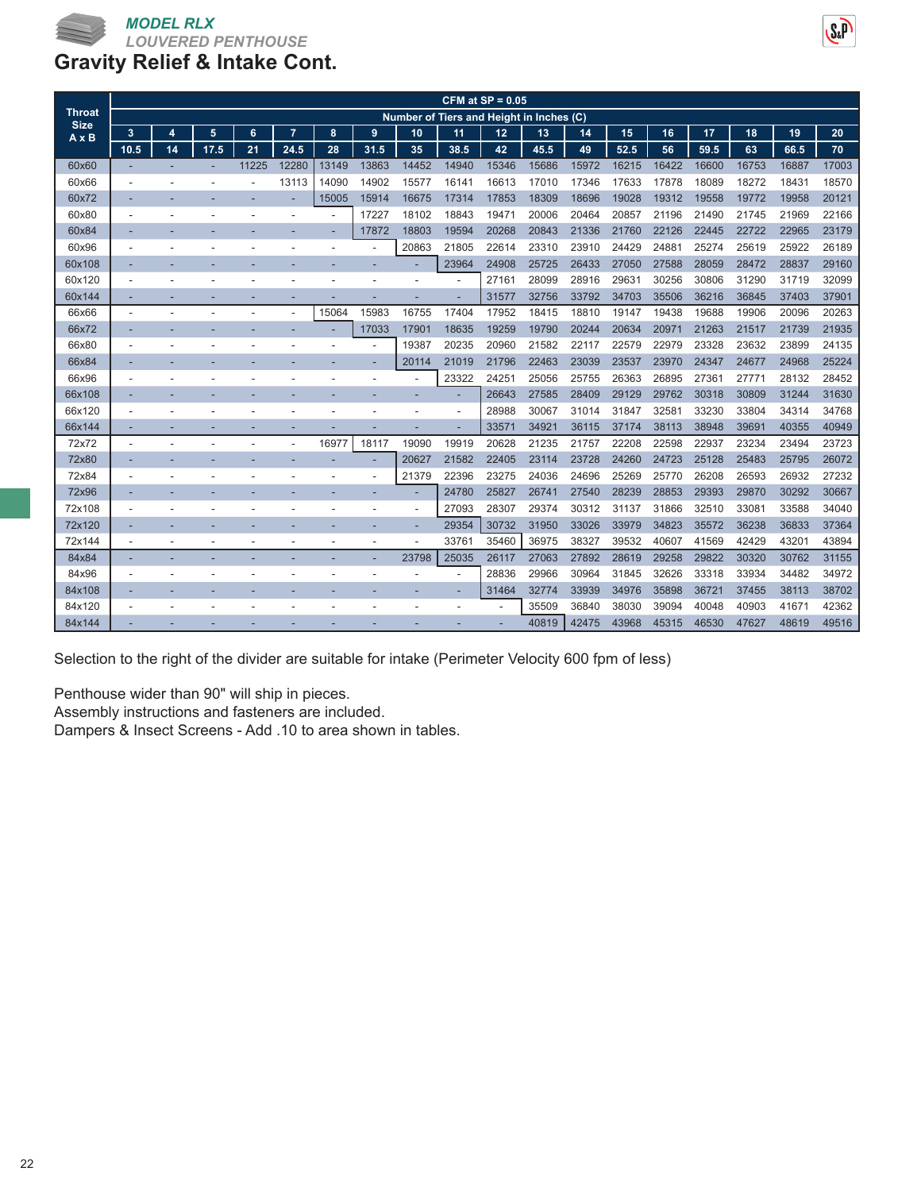*MODEL RLX*
*LOUVERED PENTHOUSE*

# Gravity Relief & Intake Cont.

| Throat Size A x B | CFM at SP = 0.05 | | | | | | | | | | | | | | | | | |
|---|---|---|---|---|---|---|---|---|---|---|---|---|---|---|---|---|---|---|
| | Number of Tiers and Height in Inches (C) | | | | | | | | | | | | | | | | | |
| | 3 | 4 | 5 | 6 | 7 | 8 | 9 | 10 | 11 | 12 | 13 | 14 | 15 | 16 | 17 | 18 | 19 | 20 |
| | 10.5 | 14 | 17.5 | 21 | 24.5 | 28 | 31.5 | 35 | 38.5 | 42 | 45.5 | 49 | 52.5 | 56 | 59.5 | 63 | 66.5 | 70 |
| 60x60 | - | - | - | 11225 | 12280 | 13149 | 13863 | 14452 | 14940 | 15346 | 15686 | 15972 | 16215 | 16422 | 16600 | 16753 | 16887 | 17003 |
| 60x66 | - | - | - | - | 13113 | 14090 | 14902 | 15577 | 16141 | 16613 | 17010 | 17346 | 17633 | 17878 | 18089 | 18272 | 18431 | 18570 |
| 60x72 | - | - | - | - | - | 15005 | 15914 | 16675 | 17314 | 17853 | 18309 | 18696 | 19028 | 19312 | 19558 | 19772 | 19958 | 20121 |
| 60x80 | - | - | - | - | - | - | 17227 | 18102 | 18843 | 19471 | 20006 | 20464 | 20857 | 21196 | 21490 | 21745 | 21969 | 22166 |
| 60x84 | - | - | - | - | - | - | 17872 | 18803 | 19594 | 20268 | 20843 | 21336 | 21760 | 22126 | 22445 | 22722 | 22965 | 23179 |
| 60x96 | - | - | - | - | - | - | - | 20863 | 21805 | 22614 | 23310 | 23910 | 24429 | 24881 | 25274 | 25619 | 25922 | 26189 |
| 60x108 | - | - | - | - | - | - | - | - | 23964 | 24908 | 25725 | 26433 | 27050 | 27588 | 28059 | 28472 | 28837 | 29160 |
| 60x120 | - | - | - | - | - | - | - | - | - | 27161 | 28099 | 28916 | 29631 | 30256 | 30806 | 31290 | 31719 | 32099 |
| 60x144 | - | - | - | - | - | - | - | - | - | 31577 | 32756 | 33792 | 34703 | 35506 | 36216 | 36845 | 37403 | 37901 |
| 66x66 | - | - | - | - | - | 15064 | 15983 | 16755 | 17404 | 17952 | 18415 | 18810 | 19147 | 19438 | 19688 | 19906 | 20096 | 20263 |
| 66x72 | - | - | - | - | - | - | 17033 | 17901 | 18635 | 19259 | 19790 | 20244 | 20634 | 20971 | 21263 | 21517 | 21739 | 21935 |
| 66x80 | - | - | - | - | - | - | - | 19387 | 20235 | 20960 | 21582 | 22117 | 22579 | 22979 | 23328 | 23632 | 23899 | 24135 |
| 66x84 | - | - | - | - | - | - | - | 20114 | 21019 | 21796 | 22463 | 23039 | 23537 | 23970 | 24347 | 24677 | 24968 | 25224 |
| 66x96 | - | - | - | - | - | - | - | - | 23322 | 24251 | 25056 | 25755 | 26363 | 26895 | 27361 | 27771 | 28132 | 28452 |
| 66x108 | - | - | - | - | - | - | - | - | - | 26643 | 27585 | 28409 | 29129 | 29762 | 30318 | 30809 | 31244 | 31630 |
| 66x120 | - | - | - | - | - | - | - | - | - | 28988 | 30067 | 31014 | 31847 | 32581 | 33230 | 33804 | 34314 | 34768 |
| 66x144 | - | - | - | - | - | - | - | - | - | 33571 | 34921 | 36115 | 37174 | 38113 | 38948 | 39691 | 40355 | 40949 |
| 72x72 | - | - | - | - | - | 16977 | 18117 | 19090 | 19919 | 20628 | 21235 | 21757 | 22208 | 22598 | 22937 | 23234 | 23494 | 23723 |
| 72x80 | - | - | - | - | - | - | - | 20627 | 21582 | 22405 | 23114 | 23728 | 24260 | 24723 | 25128 | 25483 | 25795 | 26072 |
| 72x84 | - | - | - | - | - | - | - | 21379 | 22396 | 23275 | 24036 | 24696 | 25269 | 25770 | 26208 | 26593 | 26932 | 27232 |
| 72x96 | - | - | - | - | - | - | - | - | 24780 | 25827 | 26741 | 27540 | 28239 | 28853 | 29393 | 29870 | 30292 | 30667 |
| 72x108 | - | - | - | - | - | - | - | - | 27093 | 28307 | 29374 | 30312 | 31137 | 31866 | 32510 | 33081 | 33588 | 34040 |
| 72x120 | - | - | - | - | - | - | - | - | 29354 | 30732 | 31950 | 33026 | 33979 | 34823 | 35572 | 36238 | 36833 | 37364 |
| 72x144 | - | - | - | - | - | - | - | - | 33761 | 35460 | 36975 | 38327 | 39532 | 40607 | 41569 | 42429 | 43201 | 43894 |
| 84x84 | - | - | - | - | - | - | - | 23798 | 25035 | 26117 | 27063 | 27892 | 28619 | 29258 | 29822 | 30320 | 30762 | 31155 |
| 84x96 | - | - | - | - | - | - | - | - | - | 28836 | 29966 | 30964 | 31845 | 32626 | 33318 | 33934 | 34482 | 34972 |
| 84x108 | - | - | - | - | - | - | - | - | - | 31464 | 32774 | 33939 | 34976 | 35898 | 36721 | 37455 | 38113 | 38702 |
| 84x120 | - | - | - | - | - | - | - | - | - | - | 35509 | 36840 | 38030 | 39094 | 40048 | 40903 | 41671 | 42362 |
| 84x144 | - | - | - | - | - | - | - | - | - | - | 40819 | 42475 | 43968 | 45315 | 46530 | 47627 | 48619 | 49516 |

Selection to the right of the divider are suitable for intake (Perimeter Velocity 600 fpm of less)

Penthouse wider than 90" will ship in pieces.
Assembly instructions and fasteners are included.
Dampers & Insect Screens - Add .10 to area shown in tables.